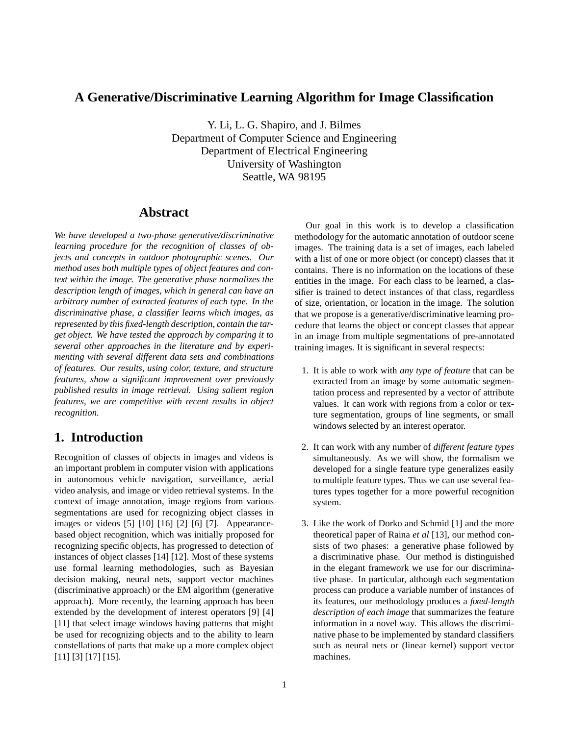# A Generative/Discriminative Learning Algorithm for Image Classification

Y. Li, L. G. Shapiro, and J. Bilmes
Department of Computer Science and Engineering
Department of Electrical Engineering
University of Washington
Seattle, WA 98195

## Abstract

*We have developed a two-phase generative/discriminative learning procedure for the recognition of classes of objects and concepts in outdoor photographic scenes. Our method uses both multiple types of object features and context within the image. The generative phase normalizes the description length of images, which in general can have an arbitrary number of extracted features of each type. In the discriminative phase, a classifier learns which images, as represented by this fixed-length description, contain the target object. We have tested the approach by comparing it to several other approaches in the literature and by experimenting with several different data sets and combinations of features. Our results, using color, texture, and structure features, show a significant improvement over previously published results in image retrieval. Using salient region features, we are competitive with recent results in object recognition.*

## 1. Introduction

Recognition of classes of objects in images and videos is an important problem in computer vision with applications in autonomous vehicle navigation, surveillance, aerial video analysis, and image or video retrieval systems. In the context of image annotation, image regions from various segmentations are used for recognizing object classes in images or videos [5] [10] [16] [2] [6] [7]. Appearance-based object recognition, which was initially proposed for recognizing specific objects, has progressed to detection of instances of object classes [14] [12]. Most of these systems use formal learning methodologies, such as Bayesian decision making, neural nets, support vector machines (discriminative approach) or the EM algorithm (generative approach). More recently, the learning approach has been extended by the development of interest operators [9] [4] [11] that select image windows having patterns that might be used for recognizing objects and to the ability to learn constellations of parts that make up a more complex object [11] [3] [17] [15].

Our goal in this work is to develop a classification methodology for the automatic annotation of outdoor scene images. The training data is a set of images, each labeled with a list of one or more object (or concept) classes that it contains. There is no information on the locations of these entities in the image. For each class to be learned, a classifier is trained to detect instances of that class, regardless of size, orientation, or location in the image. The solution that we propose is a generative/discriminative learning procedure that learns the object or concept classes that appear in an image from multiple segmentations of pre-annotated training images. It is significant in several respects:

1. It is able to work with *any type of feature* that can be extracted from an image by some automatic segmentation process and represented by a vector of attribute values. It can work with regions from a color or texture segmentation, groups of line segments, or small windows selected by an interest operator.

2. It can work with any number of *different feature types* simultaneously. As we will show, the formalism we developed for a single feature type generalizes easily to multiple feature types. Thus we can use several features types together for a more powerful recognition system.

3. Like the work of Dorko and Schmid [1] and the more theoretical paper of Raina *et al* [13], our method consists of two phases: a generative phase followed by a discriminative phase. Our method is distinguished in the elegant framework we use for our discriminative phase. In particular, although each segmentation process can produce a variable number of instances of its features, our methodology produces a *fixed-length description of each image* that summarizes the feature information in a novel way. This allows the discriminative phase to be implemented by standard classifiers such as neural nets or (linear kernel) support vector machines.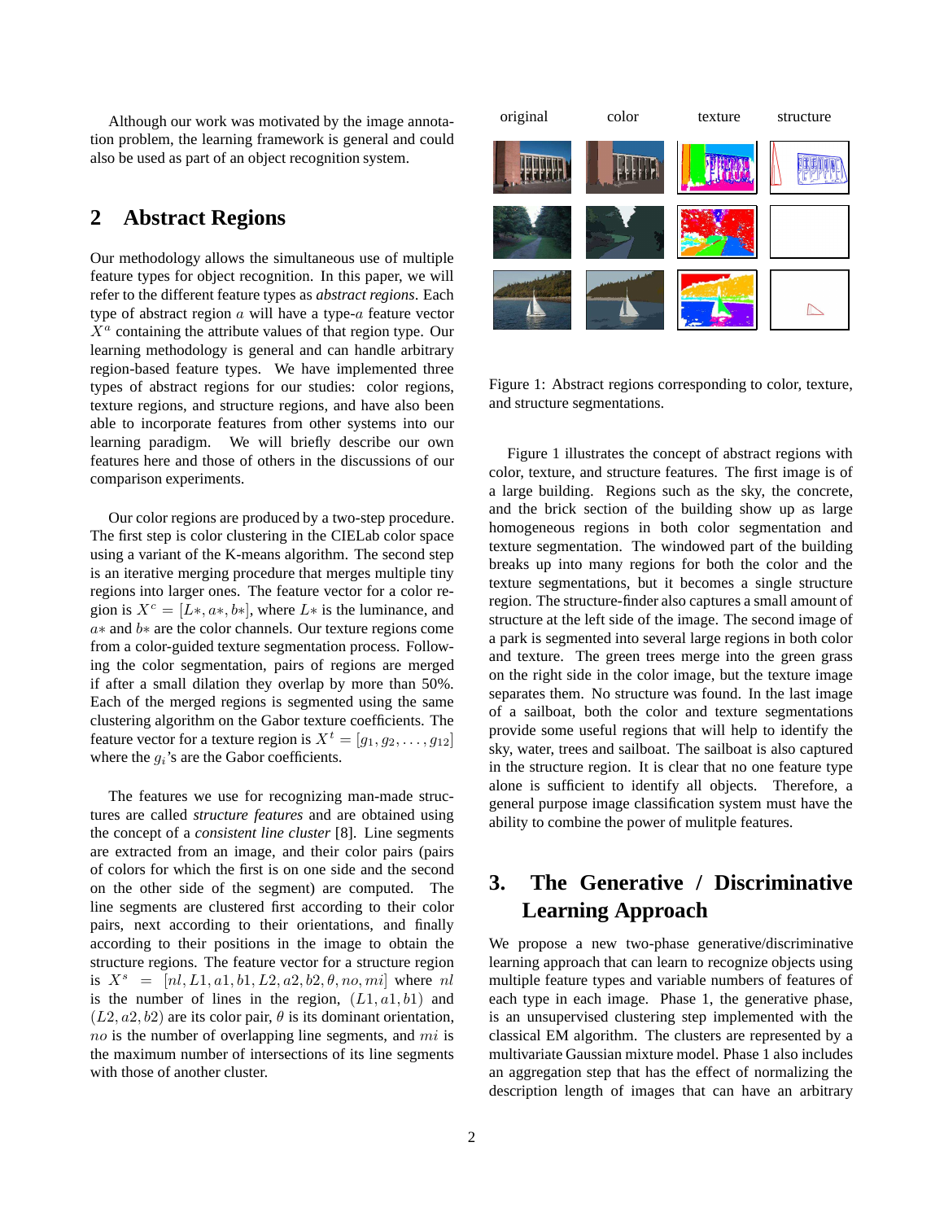Although our work was motivated by the image annotation problem, the learning framework is general and could also be used as part of an object recognition system.

## 2 Abstract Regions

Our methodology allows the simultaneous use of multiple feature types for object recognition. In this paper, we will refer to the different feature types as *abstract regions*. Each type of abstract region $a$ will have a type-$a$ feature vector $X^a$ containing the attribute values of that region type. Our learning methodology is general and can handle arbitrary region-based feature types. We have implemented three types of abstract regions for our studies: color regions, texture regions, and structure regions, and have also been able to incorporate features from other systems into our learning paradigm. We will briefly describe our own features here and those of others in the discussions of our comparison experiments.

Our color regions are produced by a two-step procedure. The first step is color clustering in the CIELab color space using a variant of the K-means algorithm. The second step is an iterative merging procedure that merges multiple tiny regions into larger ones. The feature vector for a color region is $X^c = [L*, a*, b*]$, where $L*$ is the luminance, and $a*$ and $b*$ are the color channels. Our texture regions come from a color-guided texture segmentation process. Following the color segmentation, pairs of regions are merged if after a small dilation they overlap by more than 50%. Each of the merged regions is segmented using the same clustering algorithm on the Gabor texture coefficients. The feature vector for a texture region is $X^t = [g_1, g_2, \ldots, g_{12}]$ where the $g_i$'s are the Gabor coefficients.

The features we use for recognizing man-made structures are called *structure features* and are obtained using the concept of a *consistent line cluster* [8]. Line segments are extracted from an image, and their color pairs (pairs of colors for which the first is on one side and the second on the other side of the segment) are computed. The line segments are clustered first according to their color pairs, next according to their orientations, and finally according to their positions in the image to obtain the structure regions. The feature vector for a structure region is $X^s = [nl, L1, a1, b1, L2, a2, b2, \theta, no, mi]$ where $nl$ is the number of lines in the region, $(L1, a1, b1)$ and $(L2, a2, b2)$ are its color pair, $\theta$ is its dominant orientation, $no$ is the number of overlapping line segments, and $mi$ is the maximum number of intersections of its line segments with those of another cluster.

Figure 1: Abstract regions corresponding to color, texture, and structure segmentations.

Figure 1 illustrates the concept of abstract regions with color, texture, and structure features. The first image is of a large building. Regions such as the sky, the concrete, and the brick section of the building show up as large homogeneous regions in both color segmentation and texture segmentation. The windowed part of the building breaks up into many regions for both the color and the texture segmentations, but it becomes a single structure region. The structure-finder also captures a small amount of structure at the left side of the image. The second image of a park is segmented into several large regions in both color and texture. The green trees merge into the green grass on the right side in the color image, but the texture image separates them. No structure was found. In the last image of a sailboat, both the color and texture segmentations provide some useful regions that will help to identify the sky, water, trees and sailboat. The sailboat is also captured in the structure region. It is clear that no one feature type alone is sufficient to identify all objects. Therefore, a general purpose image classification system must have the ability to combine the power of mulitple features.

## 3. The Generative / Discriminative Learning Approach

We propose a new two-phase generative/discriminative learning approach that can learn to recognize objects using multiple feature types and variable numbers of features of each type in each image. Phase 1, the generative phase, is an unsupervised clustering step implemented with the classical EM algorithm. The clusters are represented by a multivariate Gaussian mixture model. Phase 1 also includes an aggregation step that has the effect of normalizing the description length of images that can have an arbitrary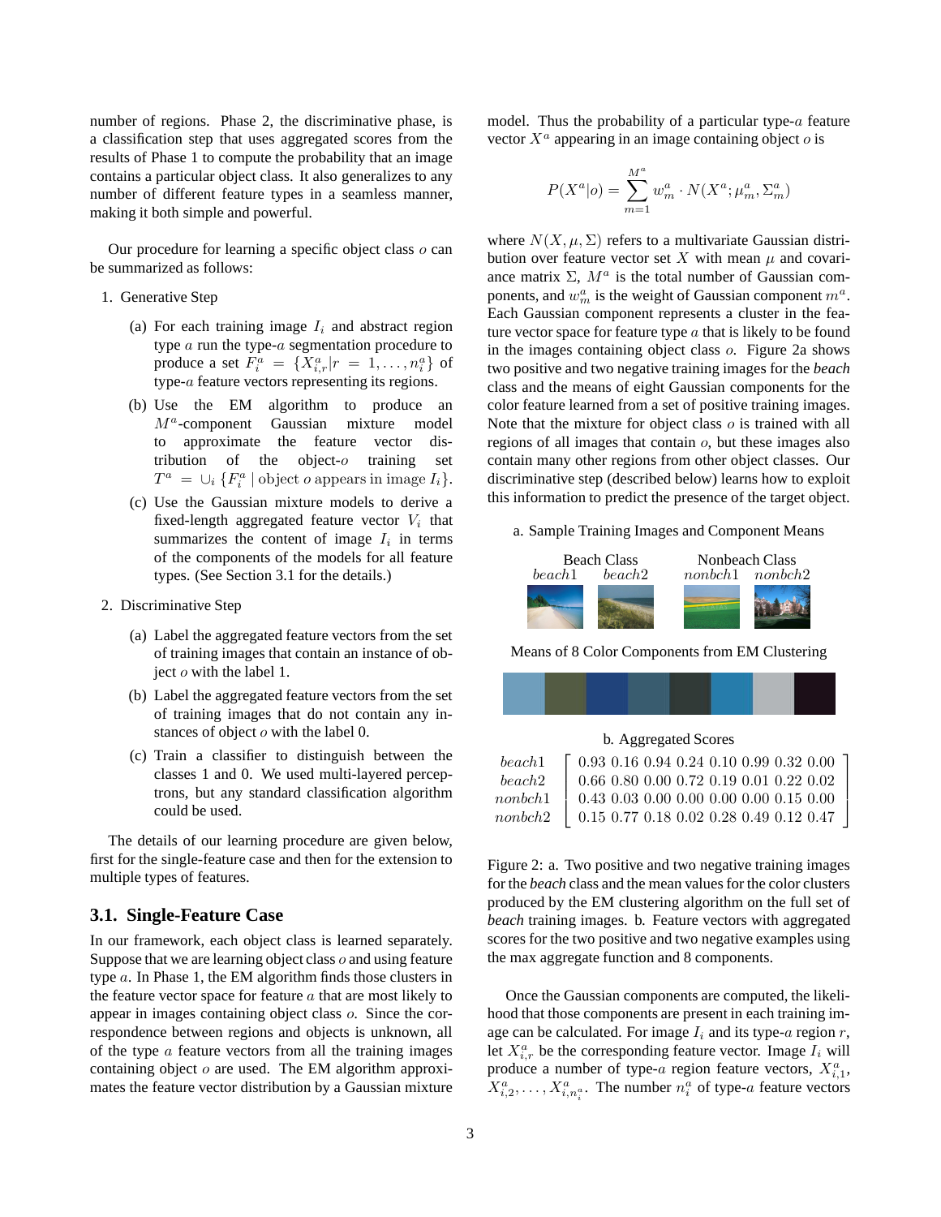number of regions. Phase 2, the discriminative phase, is a classification step that uses aggregated scores from the results of Phase 1 to compute the probability that an image contains a particular object class. It also generalizes to any number of different feature types in a seamless manner, making it both simple and powerful.

Our procedure for learning a specific object class $o$ can be summarized as follows:

1. Generative Step
   (a) For each training image $I_i$ and abstract region type $a$ run the type-$a$ segmentation procedure to produce a set $F_i^a = \{X_{i,r}^a | r = 1, \ldots, n_i^a\}$ of type-$a$ feature vectors representing its regions.
   (b) Use the EM algorithm to produce an $M^a$-component Gaussian mixture model to approximate the feature vector distribution of the object-$o$ training set $T^a = \cup_i \{F_i^a \mid \text{object } o \text{ appears in image } I_i\}$.
   (c) Use the Gaussian mixture models to derive a fixed-length aggregated feature vector $V_i$ that summarizes the content of image $I_i$ in terms of the components of the models for all feature types. (See Section 3.1 for the details.)
2. Discriminative Step
   (a) Label the aggregated feature vectors from the set of training images that contain an instance of object $o$ with the label 1.
   (b) Label the aggregated feature vectors from the set of training images that do not contain any instances of object $o$ with the label 0.
   (c) Train a classifier to distinguish between the classes 1 and 0. We used multi-layered perceptrons, but any standard classification algorithm could be used.

The details of our learning procedure are given below, first for the single-feature case and then for the extension to multiple types of features.

### 3.1. Single-Feature Case

In our framework, each object class is learned separately. Suppose that we are learning object class $o$ and using feature type $a$. In Phase 1, the EM algorithm finds those clusters in the feature vector space for feature $a$ that are most likely to appear in images containing object class $o$. Since the correspondence between regions and objects is unknown, all of the type $a$ feature vectors from all the training images containing object $o$ are used. The EM algorithm approximates the feature vector distribution by a Gaussian mixture model. Thus the probability of a particular type-$a$ feature vector $X^a$ appearing in an image containing object $o$ is

$$P(X^a|o) = \sum_{m=1}^{M^a} w_m^a \cdot N(X^a; \mu_m^a, \Sigma_m^a)$$

where $N(X, \mu, \Sigma)$ refers to a multivariate Gaussian distribution over feature vector set $X$ with mean $\mu$ and covariance matrix $\Sigma$, $M^a$ is the total number of Gaussian components, and $w_m^a$ is the weight of Gaussian component $m^a$. Each Gaussian component represents a cluster in the feature vector space for feature type $a$ that is likely to be found in the images containing object class $o$. Figure 2a shows two positive and two negative training images for the *beach* class and the means of eight Gaussian components for the color feature learned from a set of positive training images. Note that the mixture for object class $o$ is trained with all regions of all images that contain $o$, but these images also contain many other regions from other object classes. Our discriminative step (described below) learns how to exploit this information to predict the presence of the target object.

a. Sample Training Images and Component Means

Beach Class: $beach1$, $beach2$ — Nonbeach Class: $nonbch1$, $nonbch2$

Means of 8 Color Components from EM Clustering

b. Aggregated Scores

$$\begin{matrix} beach1 \\ beach2 \\ nonbch1 \\ nonbch2 \end{matrix} \begin{bmatrix} 0.93 & 0.16 & 0.94 & 0.24 & 0.10 & 0.99 & 0.32 & 0.00 \\ 0.66 & 0.80 & 0.00 & 0.72 & 0.19 & 0.01 & 0.22 & 0.02 \\ 0.43 & 0.03 & 0.00 & 0.00 & 0.00 & 0.00 & 0.15 & 0.00 \\ 0.15 & 0.77 & 0.18 & 0.02 & 0.28 & 0.49 & 0.12 & 0.47 \end{bmatrix}$$

Figure 2: a. Two positive and two negative training images for the *beach* class and the mean values for the color clusters produced by the EM clustering algorithm on the full set of *beach* training images. b. Feature vectors with aggregated scores for the two positive and two negative examples using the max aggregate function and 8 components.

Once the Gaussian components are computed, the likelihood that those components are present in each training image can be calculated. For image $I_i$ and its type-$a$ region $r$, let $X_{i,r}^a$ be the corresponding feature vector. Image $I_i$ will produce a number of type-$a$ region feature vectors, $X_{i,1}^a$, $X_{i,2}^a, \ldots, X_{i,n_i^a}^a$. The number $n_i^a$ of type-$a$ feature vectors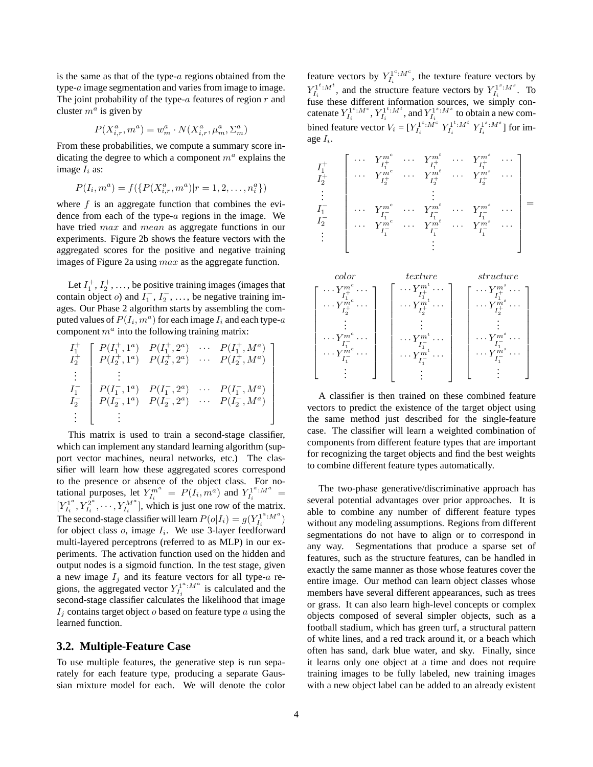is the same as that of the type-$a$ regions obtained from the type-$a$ image segmentation and varies from image to image. The joint probability of the type-$a$ features of region $r$ and cluster $m^a$ is given by

$$P(X^a_{i,r}, m^a) = w^a_m \cdot N(X^a_{i,r}, \mu^a_m, \Sigma^a_m)$$

From these probabilities, we compute a summary score indicating the degree to which a component $m^a$ explains the image $I_i$ as:

$$P(I_i, m^a) = f(\{P(X^a_{i,r}, m^a) | r = 1, 2, \ldots, n^a_i\})$$

where $f$ is an aggregate function that combines the evidence from each of the type-$a$ regions in the image. We have tried $max$ and $mean$ as aggregate functions in our experiments. Figure 2b shows the feature vectors with the aggregated scores for the positive and negative training images of Figure 2a using $max$ as the aggregate function.

Let $I^+_1$, $I^+_2$, ..., be positive training images (images that contain object $o$) and $I^-_1$, $I^-_2$, ..., be negative training images. Our Phase 2 algorithm starts by assembling the computed values of $P(I_i, m^a)$ for each image $I_i$ and each type-$a$ component $m^a$ into the following training matrix:

$$\begin{array}{c} I^+_1 \\ I^+_2 \\ \vdots \\ I^-_1 \\ I^-_2 \\ \vdots \end{array} \left[ \begin{array}{cccc} P(I^+_1, 1^a) & P(I^+_1, 2^a) & \cdots & P(I^+_1, M^a) \\ P(I^+_2, 1^a) & P(I^+_2, 2^a) & \cdots & P(I^+_2, M^a) \\ \vdots & & & \\ P(I^-_1, 1^a) & P(I^-_1, 2^a) & \cdots & P(I^-_1, M^a) \\ P(I^-_2, 1^a) & P(I^-_2, 2^a) & \cdots & P(I^-_2, M^a) \\ \vdots & & & \end{array} \right]$$

This matrix is used to train a second-stage classifier, which can implement any standard learning algorithm (support vector machines, neural networks, etc.) The classifier will learn how these aggregated scores correspond to the presence or absence of the object class. For notational purposes, let $Y^{m^a}_{I_i} = P(I_i, m^a)$ and $Y^{1^a:M^a}_{I_i} = [Y^{1^a}_{I_i}, Y^{2^a}_{I_i}, \cdots, Y^{M^a}_{I_i}]$, which is just one row of the matrix. The second-stage classifier will learn $P(o|I_i) = g(Y^{1^a:M^a}_{I_i})$ for object class $o$, image $I_i$. We use 3-layer feedforward multi-layered perceptrons (referred to as MLP) in our experiments. The activation function used on the hidden and output nodes is a sigmoid function. In the test stage, given a new image $I_j$ and its feature vectors for all type-$a$ regions, the aggregated vector $Y^{1^a:M^a}_{I_j}$ is calculated and the second-stage classifier calculates the likelihood that image $I_j$ contains target object $o$ based on feature type $a$ using the learned function.

## 3.2. Multiple-Feature Case

To use multiple features, the generative step is run separately for each feature type, producing a separate Gaussian mixture model for each. We will denote the color feature vectors by $Y^{1^c:M^c}_{I_i}$, the texture feature vectors by $Y^{1^t:M^t}_{I_i}$, and the structure feature vectors by $Y^{1^s:M^s}_{I_i}$. To fuse these different information sources, we simply concatenate $Y^{1^c:M^c}_{I_i}$, $Y^{1^t:M^t}_{I_i}$, and $Y^{1^s:M^s}_{I_i}$ to obtain a new combined feature vector $V_i = [Y^{1^c:M^c}_{I_i} \; Y^{1^t:M^t}_{I_i} \; Y^{1^s:M^s}_{I_i}]$ for image $I_i$.

$$\begin{array}{c} I^+_1 \\ I^+_2 \\ \vdots \\ I^-_1 \\ I^-_2 \\ \vdots \end{array} \left[ \begin{array}{ccccccc} \cdots & Y^{m^c}_{I^+_1} & \cdots & Y^{m^t}_{I^+_1} & \cdots & Y^{m^s}_{I^+_1} & \cdots \\ \cdots & Y^{m^c}_{I^+_2} & \cdots & Y^{m^t}_{I^+_2} & \cdots & Y^{m^s}_{I^+_2} & \cdots \\ & & & \vdots & & & \\ \cdots & Y^{m^c}_{I^-_1} & \cdots & Y^{m^t}_{I^-_1} & \cdots & Y^{m^s}_{I^-_1} & \cdots \\ \cdots & Y^{m^c}_{I^-_1} & \cdots & Y^{m^t}_{I^-_1} & \cdots & Y^{m^s}_{I^-_1} & \cdots \\ & & & \vdots & & & \end{array} \right] =$$

$$\begin{array}{c} color \\ \left[ \begin{array}{c} \cdots Y^{m^c}_{I^+_1} \cdots \\ \cdots Y^{m^c}_{I^+_2} \cdots \\ \vdots \\ \cdots Y^{m^c}_{I^-_1} \cdots \\ \cdots Y^{m^c}_{I^-_1} \cdots \\ \vdots \end{array} \right] \end{array} \begin{array}{c} texture \\ \left[ \begin{array}{c} \cdots Y^{m^t}_{I^+_1} \cdots \\ \cdots Y^{m^t}_{I^+_2} \cdots \\ \vdots \\ \cdots Y^{m^t}_{I^-_1} \cdots \\ \cdots Y^{m^t}_{I^-_1} \cdots \\ \vdots \end{array} \right] \end{array} \begin{array}{c} structure \\ \left[ \begin{array}{c} \cdots Y^{m^s}_{I^+_1} \cdots \\ \cdots Y^{m^s}_{I^+_2} \cdots \\ \vdots \\ \cdots Y^{m^s}_{I^-_1} \cdots \\ \cdots Y^{m^s}_{I^-_1} \cdots \\ \vdots \end{array} \right] \end{array}$$

A classifier is then trained on these combined feature vectors to predict the existence of the target object using the same method just described for the single-feature case. The classifier will learn a weighted combination of components from different feature types that are important for recognizing the target objects and find the best weights to combine different feature types automatically.

The two-phase generative/discriminative approach has several potential advantages over prior approaches. It is able to combine any number of different feature types without any modeling assumptions. Regions from different segmentations do not have to align or to correspond in any way. Segmentations that produce a sparse set of features, such as the structure features, can be handled in exactly the same manner as those whose features cover the entire image. Our method can learn object classes whose members have several different appearances, such as trees or grass. It can also learn high-level concepts or complex objects composed of several simpler objects, such as a football stadium, which has green turf, a structural pattern of white lines, and a red track around it, or a beach which often has sand, dark blue water, and sky. Finally, since it learns only one object at a time and does not require training images to be fully labeled, new training images with a new object label can be added to an already existent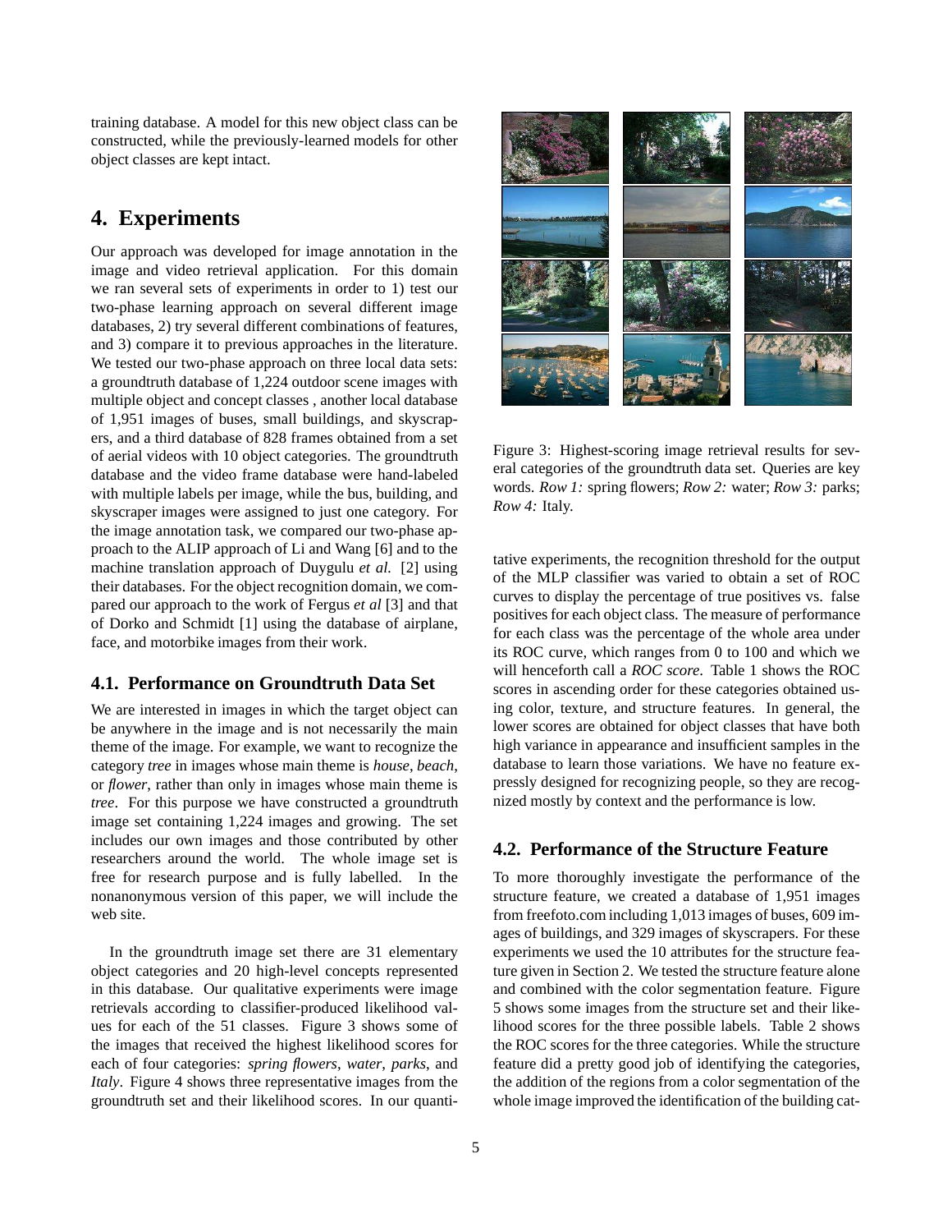training database. A model for this new object class can be constructed, while the previously-learned models for other object classes are kept intact.

## 4. Experiments

Our approach was developed for image annotation in the image and video retrieval application. For this domain we ran several sets of experiments in order to 1) test our two-phase learning approach on several different image databases, 2) try several different combinations of features, and 3) compare it to previous approaches in the literature. We tested our two-phase approach on three local data sets: a groundtruth database of 1,224 outdoor scene images with multiple object and concept classes , another local database of 1,951 images of buses, small buildings, and skyscrapers, and a third database of 828 frames obtained from a set of aerial videos with 10 object categories. The groundtruth database and the video frame database were hand-labeled with multiple labels per image, while the bus, building, and skyscraper images were assigned to just one category. For the image annotation task, we compared our two-phase approach to the ALIP approach of Li and Wang [6] and to the machine translation approach of Duygulu *et al.* [2] using their databases. For the object recognition domain, we compared our approach to the work of Fergus *et al* [3] and that of Dorko and Schmidt [1] using the database of airplane, face, and motorbike images from their work.

### 4.1. Performance on Groundtruth Data Set

We are interested in images in which the target object can be anywhere in the image and is not necessarily the main theme of the image. For example, we want to recognize the category *tree* in images whose main theme is *house*, *beach*, or *flower*, rather than only in images whose main theme is *tree*. For this purpose we have constructed a groundtruth image set containing 1,224 images and growing. The set includes our own images and those contributed by other researchers around the world. The whole image set is free for research purpose and is fully labelled. In the nonanonymous version of this paper, we will include the web site.

In the groundtruth image set there are 31 elementary object categories and 20 high-level concepts represented in this database. Our qualitative experiments were image retrievals according to classifier-produced likelihood values for each of the 51 classes. Figure 3 shows some of the images that received the highest likelihood scores for each of four categories: *spring flowers*, *water*, *parks*, and *Italy*. Figure 4 shows three representative images from the groundtruth set and their likelihood scores. In our quantitative experiments, the recognition threshold for the output of the MLP classifier was varied to obtain a set of ROC curves to display the percentage of true positives vs. false positives for each object class. The measure of performance for each class was the percentage of the whole area under its ROC curve, which ranges from 0 to 100 and which we will henceforth call a *ROC score*. Table 1 shows the ROC scores in ascending order for these categories obtained using color, texture, and structure features. In general, the lower scores are obtained for object classes that have both high variance in appearance and insufficient samples in the database to learn those variations. We have no feature expressly designed for recognizing people, so they are recognized mostly by context and the performance is low.

Figure 3: Highest-scoring image retrieval results for several categories of the groundtruth data set. Queries are key words. *Row 1:* spring flowers; *Row 2:* water; *Row 3:* parks; *Row 4:* Italy.

### 4.2. Performance of the Structure Feature

To more thoroughly investigate the performance of the structure feature, we created a database of 1,951 images from freefoto.com including 1,013 images of buses, 609 images of buildings, and 329 images of skyscrapers. For these experiments we used the 10 attributes for the structure feature given in Section 2. We tested the structure feature alone and combined with the color segmentation feature. Figure 5 shows some images from the structure set and their likelihood scores for the three possible labels. Table 2 shows the ROC scores for the three categories. While the structure feature did a pretty good job of identifying the categories, the addition of the regions from a color segmentation of the whole image improved the identification of the building cat-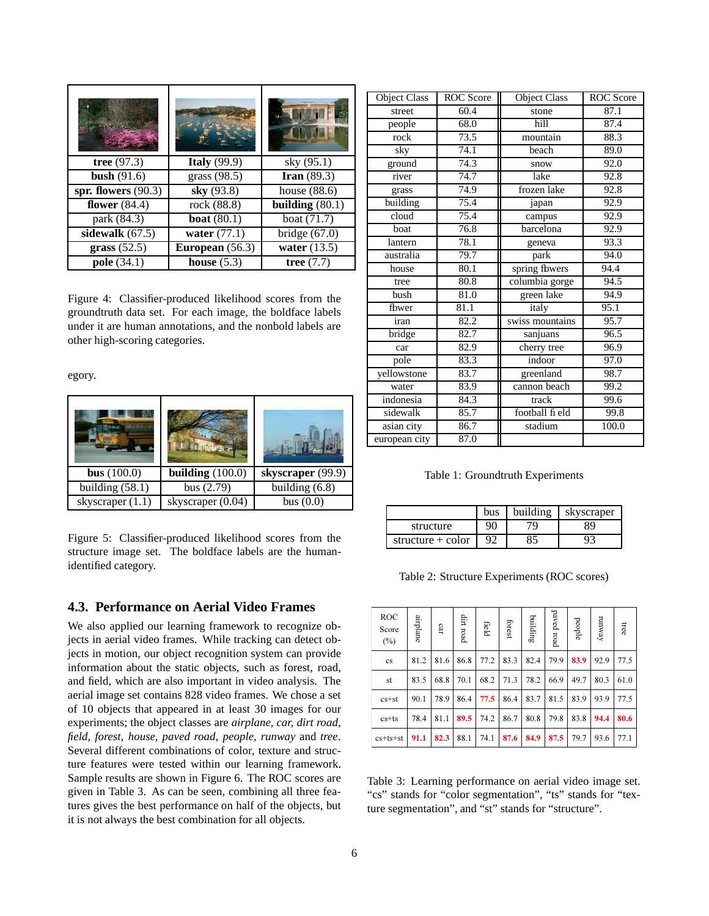| | | |
|---|---|---|
| **tree** (97.3) | **Italy** (99.9) | sky (95.1) |
| **bush** (91.6) | grass (98.5) | **Iran** (89.3) |
| **spr. flowers** (90.3) | **sky** (93.8) | house (88.6) |
| **flower** (84.4) | rock (88.8) | **building** (80.1) |
| park (84.3) | **boat** (80.1) | boat (71.7) |
| **sidewalk** (67.5) | **water** (77.1) | bridge (67.0) |
| **grass** (52.5) | **European** (56.3) | **water** (13.5) |
| **pole** (34.1) | **house** (5.3) | **tree** (7.7) |

Figure 4: Classifier-produced likelihood scores from the groundtruth data set. For each image, the boldface labels under it are human annotations, and the nonbold labels are other high-scoring categories.

egory.

| | | |
|---|---|---|
| **bus** (100.0) | **building** (100.0) | **skyscraper** (99.9) |
| building (58.1) | bus (2.79) | building (6.8) |
| skyscraper (1.1) | skyscraper (0.04) | bus (0.0) |

Figure 5: Classifier-produced likelihood scores from the structure image set. The boldface labels are the human-identified category.

## 4.3. Performance on Aerial Video Frames

We also applied our learning framework to recognize objects in aerial video frames. While tracking can detect objects in motion, our object recognition system can provide information about the static objects, such as forest, road, and field, which are also important in video analysis. The aerial image set contains 828 video frames. We chose a set of 10 objects that appeared in at least 30 images for our experiments; the object classes are *airplane, car, dirt road, field, forest, house, paved road, people, runway* and *tree*. Several different combinations of color, texture and structure features were tested within our learning framework. Sample results are shown in Figure 6. The ROC scores are given in Table 3. As can be seen, combining all three features gives the best performance on half of the objects, but it is not always the best combination for all objects.

| Object Class | ROC Score | Object Class | ROC Score |
|---|---|---|---|
| street | 60.4 | stone | 87.1 |
| people | 68.0 | hill | 87.4 |
| rock | 73.5 | mountain | 88.3 |
| sky | 74.1 | beach | 89.0 |
| ground | 74.3 | snow | 92.0 |
| river | 74.7 | lake | 92.8 |
| grass | 74.9 | frozen lake | 92.8 |
| building | 75.4 | japan | 92.9 |
| cloud | 75.4 | campus | 92.9 |
| boat | 76.8 | barcelona | 92.9 |
| lantern | 78.1 | geneva | 93.3 |
| australia | 79.7 | park | 94.0 |
| house | 80.1 | spring fbwers | 94.4 |
| tree | 80.8 | columbia gorge | 94.5 |
| bush | 81.0 | green lake | 94.9 |
| fbwer | 81.1 | italy | 95.1 |
| iran | 82.2 | swiss mountains | 95.7 |
| bridge | 82.7 | sanjuans | 96.5 |
| car | 82.9 | cherry tree | 96.9 |
| pole | 83.3 | indoor | 97.0 |
| yellowstone | 83.7 | greenland | 98.7 |
| water | 83.9 | cannon beach | 99.2 |
| indonesia | 84.3 | track | 99.6 |
| sidewalk | 85.7 | football fi eld | 99.8 |
| asian city | 86.7 | stadium | 100.0 |
| european city | 87.0 | | |

Table 1: Groundtruth Experiments

| | bus | building | skyscraper |
|---|---|---|---|
| structure | 90 | 79 | 89 |
| structure + color | 92 | 85 | 93 |

Table 2: Structure Experiments (ROC scores)

| ROC Score (%) | airplane | car | dirt road | field | forest | building | paved road | people | runway | tree |
|---|---|---|---|---|---|---|---|---|---|---|
| cs | 81.2 | 81.6 | 86.8 | 77.2 | 83.3 | 82.4 | 79.9 | **83.9** | 92.9 | 77.5 |
| st | 83.5 | 68.8 | 70.1 | 68.2 | 71.3 | 78.2 | 66.9 | 49.7 | 80.3 | 61.0 |
| cs+st | 90.1 | 78.9 | 86.4 | **77.5** | 86.4 | 83.7 | 81.5 | 83.9 | 93.9 | 77.5 |
| cs+ts | 78.4 | 81.1 | **89.5** | 74.2 | 86.7 | 80.8 | 79.8 | 83.8 | **94.4** | **80.6** |
| cs+ts+st | **91.1** | **82.3** | 88.1 | 74.1 | **87.6** | **84.9** | **87.5** | 79.7 | 93.6 | 77.1 |

Table 3: Learning performance on aerial video image set. "cs" stands for "color segmentation", "ts" stands for "texture segmentation", and "st" stands for "structure".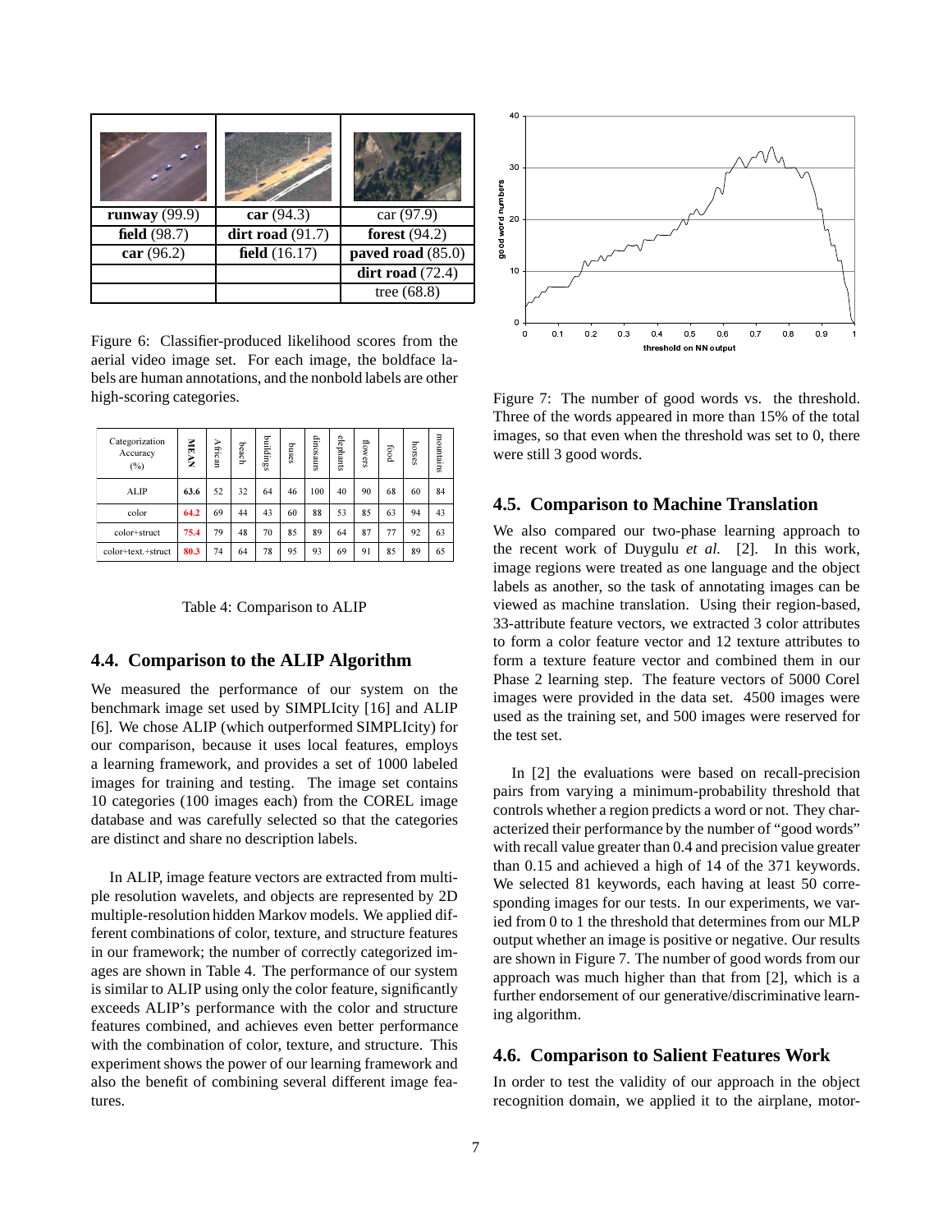| | | |
|---|---|---|
| **runway** (99.9) | **car** (94.3) | car (97.9) |
| **field** (98.7) | **dirt road** (91.7) | **forest** (94.2) |
| **car** (96.2) | **field** (16.17) | **paved road** (85.0) |
| | | **dirt road** (72.4) |
| | | tree (68.8) |

Figure 6: Classifier-produced likelihood scores from the aerial video image set. For each image, the boldface labels are human annotations, and the nonbold labels are other high-scoring categories.

| Categorization Accuracy (%) | MEAN | African | beach | buildings | buses | dinosaurs | elephants | flowers | food | horses | mountains |
|---|---|---|---|---|---|---|---|---|---|---|---|
| ALIP | **63.6** | 52 | 32 | 64 | 46 | 100 | 40 | 90 | 68 | 60 | 84 |
| color | **64.2** | 69 | 44 | 43 | 60 | 88 | 53 | 85 | 63 | 94 | 43 |
| color+struct | **75.4** | 79 | 48 | 70 | 85 | 89 | 64 | 87 | 77 | 92 | 63 |
| color+text.+struct | **80.3** | 74 | 64 | 78 | 95 | 93 | 69 | 91 | 85 | 89 | 65 |

Table 4: Comparison to ALIP

## 4.4. Comparison to the ALIP Algorithm

We measured the performance of our system on the benchmark image set used by SIMPLIcity [16] and ALIP [6]. We chose ALIP (which outperformed SIMPLIcity) for our comparison, because it uses local features, employs a learning framework, and provides a set of 1000 labeled images for training and testing. The image set contains 10 categories (100 images each) from the COREL image database and was carefully selected so that the categories are distinct and share no description labels.

In ALIP, image feature vectors are extracted from multiple resolution wavelets, and objects are represented by 2D multiple-resolution hidden Markov models. We applied different combinations of color, texture, and structure features in our framework; the number of correctly categorized images are shown in Table 4. The performance of our system is similar to ALIP using only the color feature, significantly exceeds ALIP's performance with the color and structure features combined, and achieves even better performance with the combination of color, texture, and structure. This experiment shows the power of our learning framework and also the benefit of combining several different image features.

Figure 7: The number of good words vs. the threshold. Three of the words appeared in more than 15% of the total images, so that even when the threshold was set to 0, there were still 3 good words.

## 4.5. Comparison to Machine Translation

We also compared our two-phase learning approach to the recent work of Duygulu *et al.* [2]. In this work, image regions were treated as one language and the object labels as another, so the task of annotating images can be viewed as machine translation. Using their region-based, 33-attribute feature vectors, we extracted 3 color attributes to form a color feature vector and 12 texture attributes to form a texture feature vector and combined them in our Phase 2 learning step. The feature vectors of 5000 Corel images were provided in the data set. 4500 images were used as the training set, and 500 images were reserved for the test set.

In [2] the evaluations were based on recall-precision pairs from varying a minimum-probability threshold that controls whether a region predicts a word or not. They characterized their performance by the number of "good words" with recall value greater than 0.4 and precision value greater than 0.15 and achieved a high of 14 of the 371 keywords. We selected 81 keywords, each having at least 50 corresponding images for our tests. In our experiments, we varied from 0 to 1 the threshold that determines from our MLP output whether an image is positive or negative. Our results are shown in Figure 7. The number of good words from our approach was much higher than that from [2], which is a further endorsement of our generative/discriminative learning algorithm.

## 4.6. Comparison to Salient Features Work

In order to test the validity of our approach in the object recognition domain, we applied it to the airplane, motor-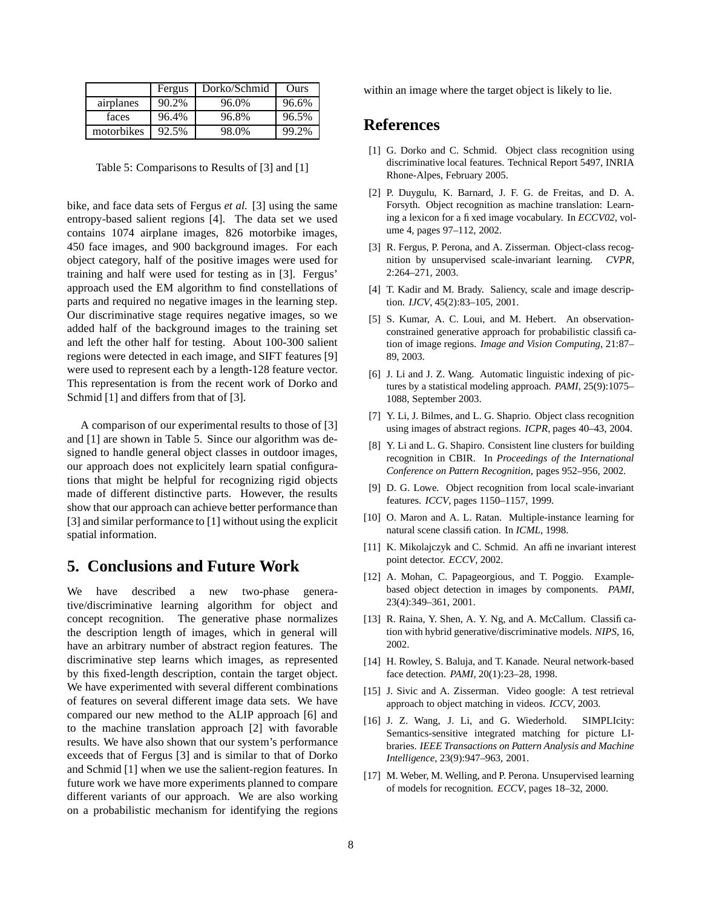| | Fergus | Dorko/Schmid | Ours |
|---|---|---|---|
| airplanes | 90.2% | 96.0% | 96.6% |
| faces | 96.4% | 96.8% | 96.5% |
| motorbikes | 92.5% | 98.0% | 99.2% |

Table 5: Comparisons to Results of [3] and [1]

bike, and face data sets of Fergus *et al.* [3] using the same entropy-based salient regions [4]. The data set we used contains 1074 airplane images, 826 motorbike images, 450 face images, and 900 background images. For each object category, half of the positive images were used for training and half were used for testing as in [3]. Fergus' approach used the EM algorithm to find constellations of parts and required no negative images in the learning step. Our discriminative stage requires negative images, so we added half of the background images to the training set and left the other half for testing. About 100-300 salient regions were detected in each image, and SIFT features [9] were used to represent each by a length-128 feature vector. This representation is from the recent work of Dorko and Schmid [1] and differs from that of [3].

A comparison of our experimental results to those of [3] and [1] are shown in Table 5. Since our algorithm was designed to handle general object classes in outdoor images, our approach does not explicitely learn spatial configurations that might be helpful for recognizing rigid objects made of different distinctive parts. However, the results show that our approach can achieve better performance than [3] and similar performance to [1] without using the explicit spatial information.

## 5. Conclusions and Future Work

We have described a new two-phase generative/discriminative learning algorithm for object and concept recognition. The generative phase normalizes the description length of images, which in general will have an arbitrary number of abstract region features. The discriminative step learns which images, as represented by this fixed-length description, contain the target object. We have experimented with several different combinations of features on several different image data sets. We have compared our new method to the ALIP approach [6] and to the machine translation approach [2] with favorable results. We have also shown that our system's performance exceeds that of Fergus [3] and is similar to that of Dorko and Schmid [1] when we use the salient-region features. In future work we have more experiments planned to compare different variants of our approach. We are also working on a probabilistic mechanism for identifying the regions within an image where the target object is likely to lie.

## References

[1] G. Dorko and C. Schmid. Object class recognition using discriminative local features. Technical Report 5497, INRIA Rhone-Alpes, February 2005.

[2] P. Duygulu, K. Barnard, J. F. G. de Freitas, and D. A. Forsyth. Object recognition as machine translation: Learning a lexicon for a fixed image vocabulary. In *ECCV02*, volume 4, pages 97–112, 2002.

[3] R. Fergus, P. Perona, and A. Zisserman. Object-class recognition by unsupervised scale-invariant learning. *CVPR*, 2:264–271, 2003.

[4] T. Kadir and M. Brady. Saliency, scale and image description. *IJCV*, 45(2):83–105, 2001.

[5] S. Kumar, A. C. Loui, and M. Hebert. An observation-constrained generative approach for probabilistic classification of image regions. *Image and Vision Computing*, 21:87–89, 2003.

[6] J. Li and J. Z. Wang. Automatic linguistic indexing of pictures by a statistical modeling approach. *PAMI*, 25(9):1075–1088, September 2003.

[7] Y. Li, J. Bilmes, and L. G. Shaprio. Object class recognition using images of abstract regions. *ICPR*, pages 40–43, 2004.

[8] Y. Li and L. G. Shapiro. Consistent line clusters for building recognition in CBIR. In *Proceedings of the International Conference on Pattern Recognition*, pages 952–956, 2002.

[9] D. G. Lowe. Object recognition from local scale-invariant features. *ICCV*, pages 1150–1157, 1999.

[10] O. Maron and A. L. Ratan. Multiple-instance learning for natural scene classification. In *ICML*, 1998.

[11] K. Mikolajczyk and C. Schmid. An affine invariant interest point detector. *ECCV*, 2002.

[12] A. Mohan, C. Papageorgious, and T. Poggio. Example-based object detection in images by components. *PAMI*, 23(4):349–361, 2001.

[13] R. Raina, Y. Shen, A. Y. Ng, and A. McCallum. Classification with hybrid generative/discriminative models. *NIPS*, 16, 2002.

[14] H. Rowley, S. Baluja, and T. Kanade. Neural network-based face detection. *PAMI*, 20(1):23–28, 1998.

[15] J. Sivic and A. Zisserman. Video google: A test retrieval approach to object matching in videos. *ICCV*, 2003.

[16] J. Z. Wang, J. Li, and G. Wiederhold. SIMPLIcity: Semantics-sensitive integrated matching for picture LIbraries. *IEEE Transactions on Pattern Analysis and Machine Intelligence*, 23(9):947–963, 2001.

[17] M. Weber, M. Welling, and P. Perona. Unsupervised learning of models for recognition. *ECCV*, pages 18–32, 2000.